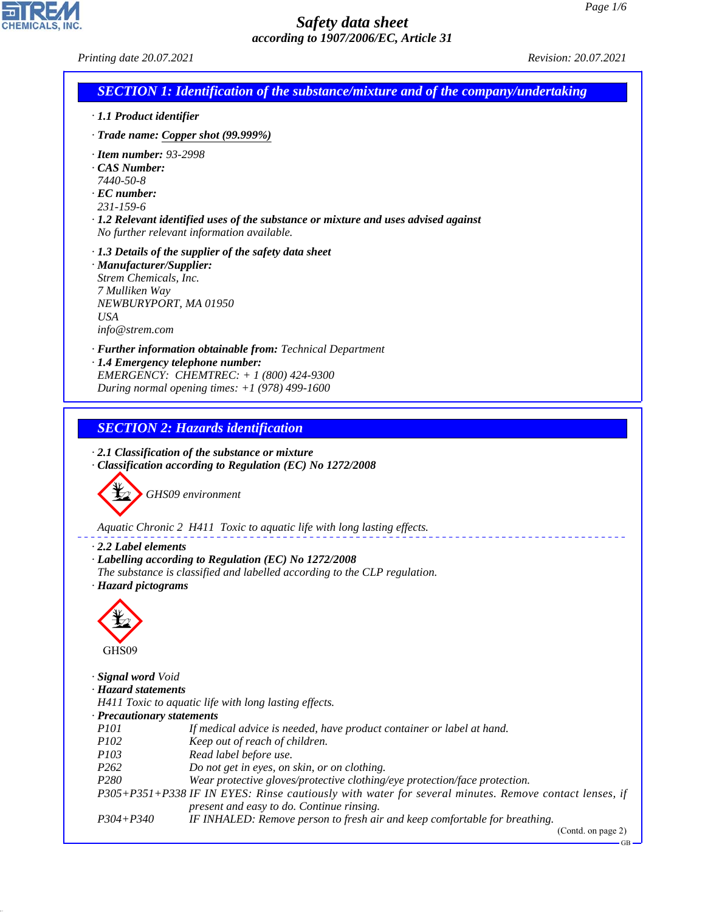# Safety data sheet

*according to 1907/2006/EC, Article 31*

*Printing date 20.07.2021* *Revision: 20.07.2021*

## SECTION 1: Identification of the substance/mixture and of the company/undertaking

· **1.1 Product identifier**

· **Trade name:** Copper shot (99.999%)

· **Item number:** 93-2998
· **CAS Number:**
7440-50-8
· **EC number:**
231-159-6
· **1.2 Relevant identified uses of the substance or mixture and uses advised against**
No further relevant information available.

· **1.3 Details of the supplier of the safety data sheet**
· **Manufacturer/Supplier:**
Strem Chemicals, Inc.
7 Mulliken Way
NEWBURYPORT, MA 01950
USA
info@strem.com

· **Further information obtainable from:** Technical Department
· **1.4 Emergency telephone number:**
EMERGENCY: CHEMTREC: + 1 (800) 424-9300
During normal opening times: +1 (978) 499-1600

## SECTION 2: Hazards identification

· **2.1 Classification of the substance or mixture**
· **Classification according to Regulation (EC) No 1272/2008**

GHS09 environment

Aquatic Chronic 2 H411 Toxic to aquatic life with long lasting effects.

· **2.2 Label elements**
· **Labelling according to Regulation (EC) No 1272/2008**
The substance is classified and labelled according to the CLP regulation.
· **Hazard pictograms**

GHS09

· **Signal word** Void
· **Hazard statements**
H411 Toxic to aquatic life with long lasting effects.
· **Precautionary statements**

| | |
|---|---|
| P101 | If medical advice is needed, have product container or label at hand. |
| P102 | Keep out of reach of children. |
| P103 | Read label before use. |
| P262 | Do not get in eyes, on skin, or on clothing. |
| P280 | Wear protective gloves/protective clothing/eye protection/face protection. |
| P305+P351+P338 | IF IN EYES: Rinse cautiously with water for several minutes. Remove contact lenses, if present and easy to do. Continue rinsing. |
| P304+P340 | IF INHALED: Remove person to fresh air and keep comfortable for breathing. |

(Contd. on page 2)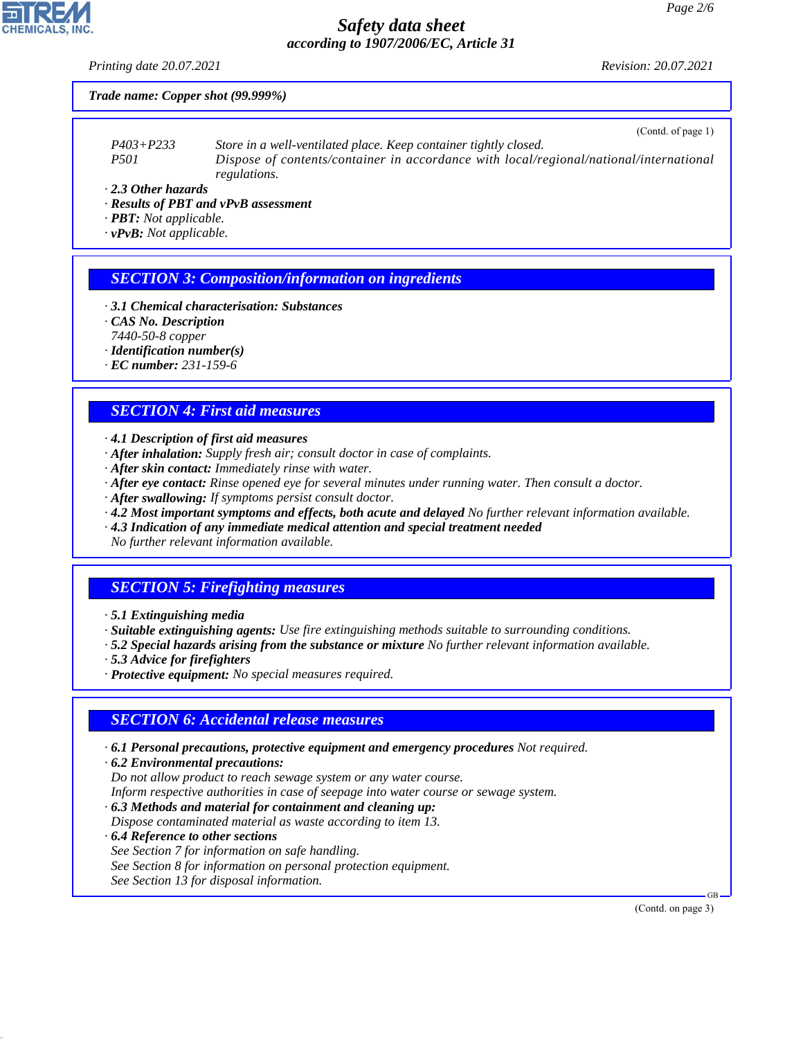*Trade name: Copper shot (99.999%)*

(Contd. of page 1)

| | |
|---|---|
| P403+P233 | Store in a well-ventilated place. Keep container tightly closed. |
| P501 | Dispose of contents/container in accordance with local/regional/national/international regulations. |

· **2.3 Other hazards**
· **Results of PBT and vPvB assessment**
· **PBT:** Not applicable.
· **vPvB:** Not applicable.

## SECTION 3: Composition/information on ingredients

· **3.1 Chemical characterisation: Substances**
· **CAS No. Description**
7440-50-8 copper
· **Identification number(s)**
· **EC number:** 231-159-6

## SECTION 4: First aid measures

· **4.1 Description of first aid measures**
· **After inhalation:** Supply fresh air; consult doctor in case of complaints.
· **After skin contact:** Immediately rinse with water.
· **After eye contact:** Rinse opened eye for several minutes under running water. Then consult a doctor.
· **After swallowing:** If symptoms persist consult doctor.
· **4.2 Most important symptoms and effects, both acute and delayed** No further relevant information available.
· **4.3 Indication of any immediate medical attention and special treatment needed**
No further relevant information available.

## SECTION 5: Firefighting measures

· **5.1 Extinguishing media**
· **Suitable extinguishing agents:** Use fire extinguishing methods suitable to surrounding conditions.
· **5.2 Special hazards arising from the substance or mixture** No further relevant information available.
· **5.3 Advice for firefighters**
· **Protective equipment:** No special measures required.

## SECTION 6: Accidental release measures

· **6.1 Personal precautions, protective equipment and emergency procedures** Not required.
· **6.2 Environmental precautions:**
Do not allow product to reach sewage system or any water course.
Inform respective authorities in case of seepage into water course or sewage system.
· **6.3 Methods and material for containment and cleaning up:**
Dispose contaminated material as waste according to item 13.
· **6.4 Reference to other sections**
See Section 7 for information on safe handling.
See Section 8 for information on personal protection equipment.
See Section 13 for disposal information.

(Contd. on page 3)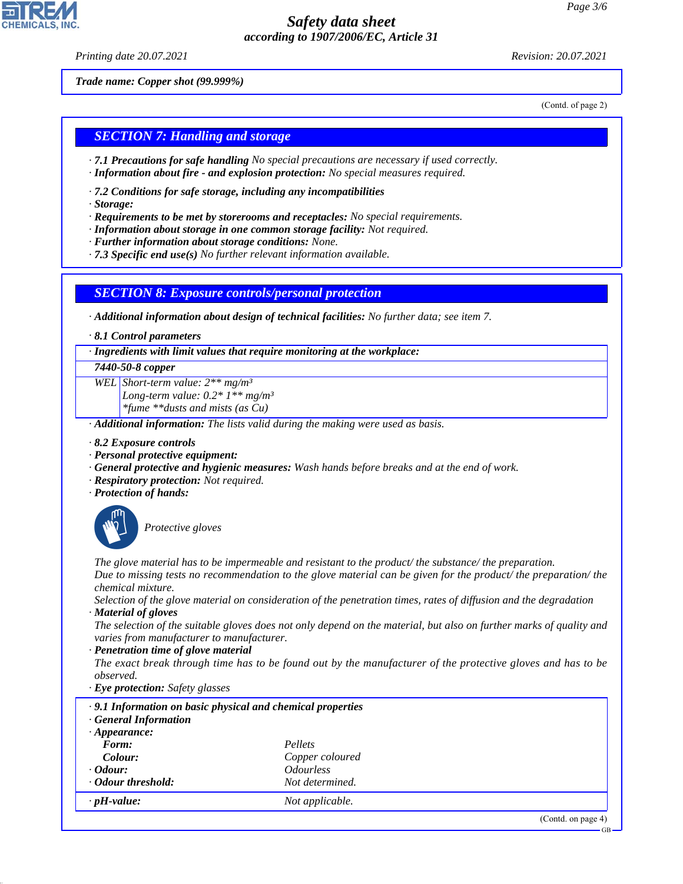**Trade name: Copper shot (99.999%)**

(Contd. of page 2)

## SECTION 7: Handling and storage

· **7.1 Precautions for safe handling** No special precautions are necessary if used correctly.
· **Information about fire - and explosion protection:** No special measures required.

· **7.2 Conditions for safe storage, including any incompatibilities**
· **Storage:**
· **Requirements to be met by storerooms and receptacles:** No special requirements.
· **Information about storage in one common storage facility:** Not required.
· **Further information about storage conditions:** None.
· **7.3 Specific end use(s)** No further relevant information available.

## SECTION 8: Exposure controls/personal protection

· **Additional information about design of technical facilities:** No further data; see item 7.

· **8.1 Control parameters**

| · Ingredients with limit values that require monitoring at the workplace: | |
|---|---|
| **7440-50-8 copper** | |
| WEL | Short-term value: 2** mg/m³<br>Long-term value: 0.2* 1** mg/m³<br>*fume **dusts and mists (as Cu) |

· **Additional information:** The lists valid during the making were used as basis.

· **8.2 Exposure controls**
· **Personal protective equipment:**
· **General protective and hygienic measures:** Wash hands before breaks and at the end of work.
· **Respiratory protection:** Not required.
· **Protection of hands:**

Protective gloves

The glove material has to be impermeable and resistant to the product/ the substance/ the preparation.
Due to missing tests no recommendation to the glove material can be given for the product/ the preparation/ the chemical mixture.
Selection of the glove material on consideration of the penetration times, rates of diffusion and the degradation
· **Material of gloves**
The selection of the suitable gloves does not only depend on the material, but also on further marks of quality and varies from manufacturer to manufacturer.
· **Penetration time of glove material**
The exact break through time has to be found out by the manufacturer of the protective gloves and has to be observed.
· **Eye protection:** Safety glasses

| · **9.1 Information on basic physical and chemical properties** | |
|---|---|
| · **General Information** | |
| · **Appearance:** | |
| **Form:** | Pellets |
| **Colour:** | Copper coloured |
| · **Odour:** | Odourless |
| · **Odour threshold:** | Not determined. |
| · **pH-value:** | Not applicable. |

(Contd. on page 4)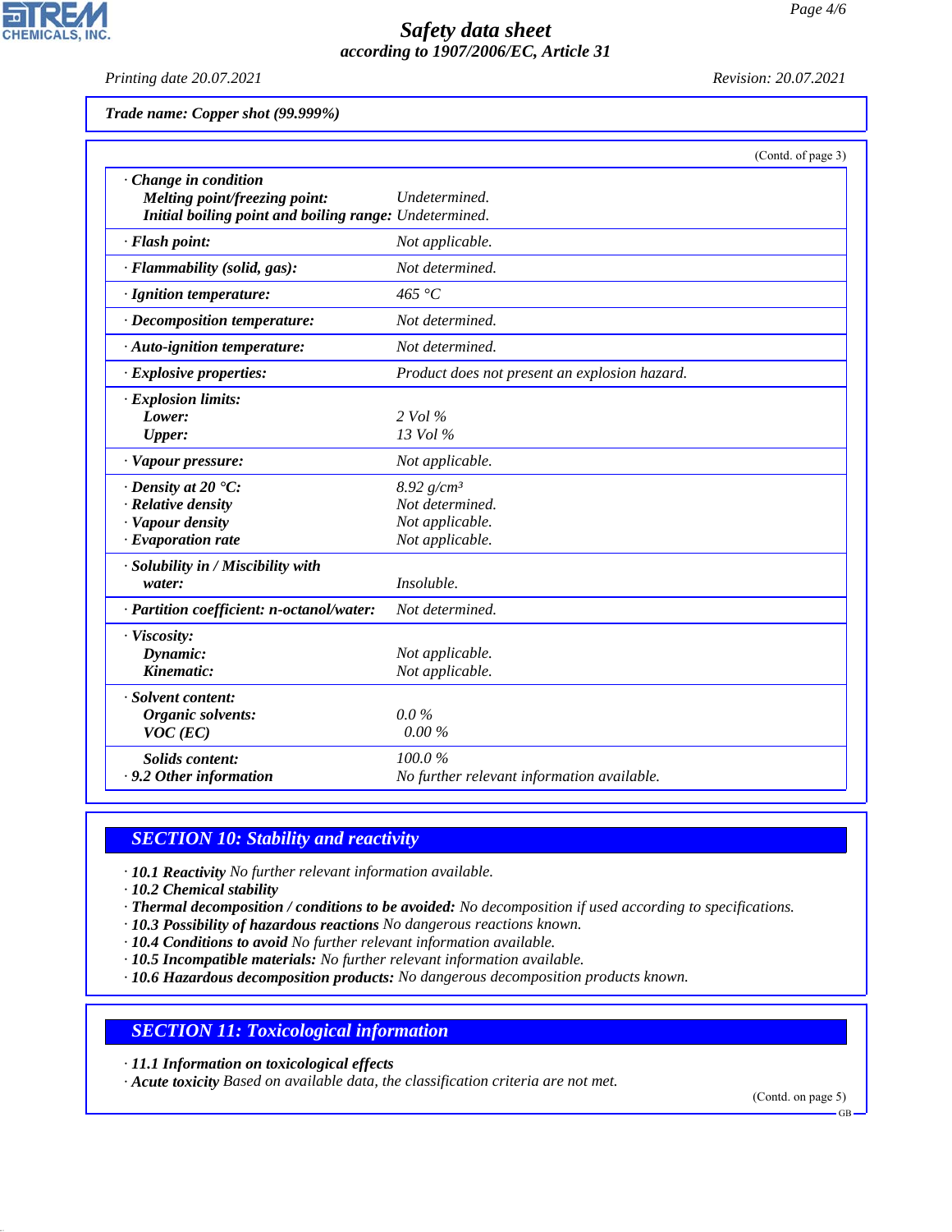**Trade name: Copper shot (99.999%)**

(Contd. of page 3)

| | |
|---|---|
| · **Change in condition** | |
| **Melting point/freezing point:** | Undetermined. |
| **Initial boiling point and boiling range:** | Undetermined. |
| · **Flash point:** | Not applicable. |
| · **Flammability (solid, gas):** | Not determined. |
| · **Ignition temperature:** | 465 °C |
| · **Decomposition temperature:** | Not determined. |
| · **Auto-ignition temperature:** | Not determined. |
| · **Explosive properties:** | Product does not present an explosion hazard. |
| · **Explosion limits:** | |
| **Lower:** | 2 Vol % |
| **Upper:** | 13 Vol % |
| · **Vapour pressure:** | Not applicable. |
| · **Density at 20 °C:** | 8.92 g/cm³ |
| · **Relative density** | Not determined. |
| · **Vapour density** | Not applicable. |
| · **Evaporation rate** | Not applicable. |
| · **Solubility in / Miscibility with** | |
| **water:** | Insoluble. |
| · **Partition coefficient: n-octanol/water:** | Not determined. |
| · **Viscosity:** | |
| **Dynamic:** | Not applicable. |
| **Kinematic:** | Not applicable. |
| · **Solvent content:** | |
| **Organic solvents:** | 0.0 % |
| **VOC (EC)** | 0.00 % |
| **Solids content:** | 100.0 % |
| · **9.2 Other information** | No further relevant information available. |

## SECTION 10: Stability and reactivity

· **10.1 Reactivity** No further relevant information available.
· **10.2 Chemical stability**
· **Thermal decomposition / conditions to be avoided:** No decomposition if used according to specifications.
· **10.3 Possibility of hazardous reactions** No dangerous reactions known.
· **10.4 Conditions to avoid** No further relevant information available.
· **10.5 Incompatible materials:** No further relevant information available.
· **10.6 Hazardous decomposition products:** No dangerous decomposition products known.

## SECTION 11: Toxicological information

· **11.1 Information on toxicological effects**
· **Acute toxicity** Based on available data, the classification criteria are not met.

(Contd. on page 5)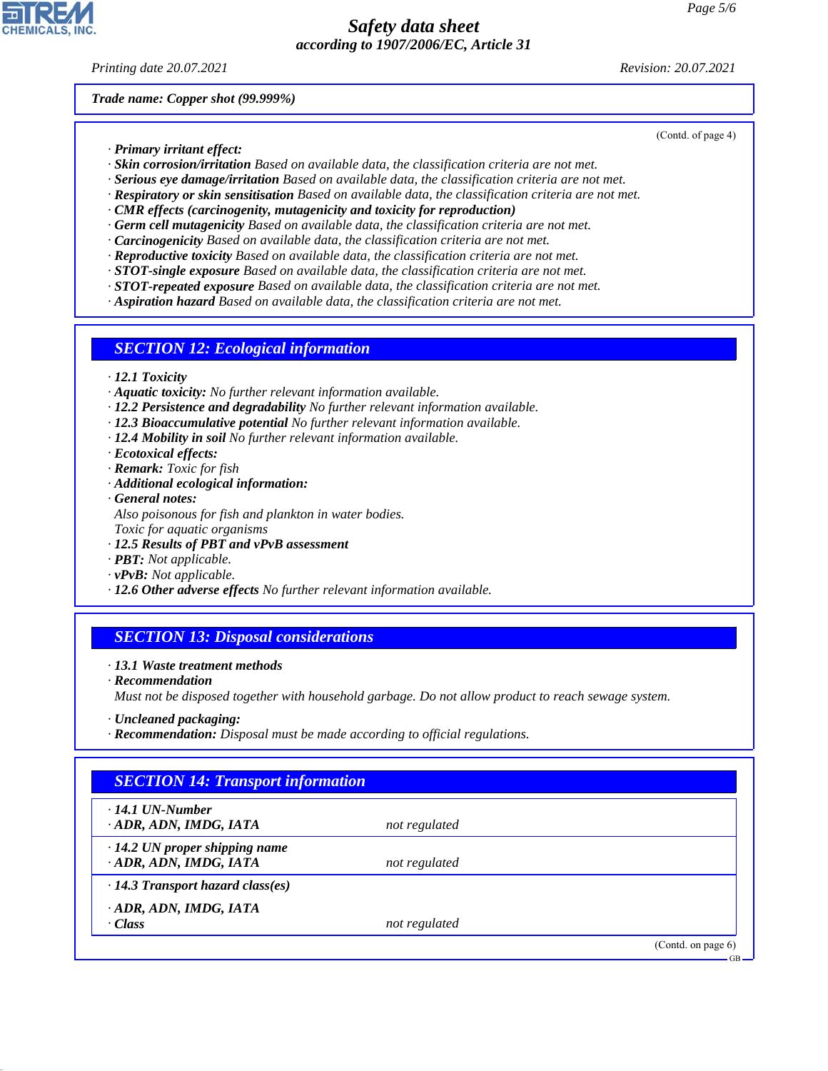**Trade name: Copper shot (99.999%)**

(Contd. of page 4)

· **Primary irritant effect:**
· **Skin corrosion/irritation** Based on available data, the classification criteria are not met.
· **Serious eye damage/irritation** Based on available data, the classification criteria are not met.
· **Respiratory or skin sensitisation** Based on available data, the classification criteria are not met.
· **CMR effects (carcinogenity, mutagenicity and toxicity for reproduction)**
· **Germ cell mutagenicity** Based on available data, the classification criteria are not met.
· **Carcinogenicity** Based on available data, the classification criteria are not met.
· **Reproductive toxicity** Based on available data, the classification criteria are not met.
· **STOT-single exposure** Based on available data, the classification criteria are not met.
· **STOT-repeated exposure** Based on available data, the classification criteria are not met.
· **Aspiration hazard** Based on available data, the classification criteria are not met.

## SECTION 12: Ecological information

· **12.1 Toxicity**
· **Aquatic toxicity:** No further relevant information available.
· **12.2 Persistence and degradability** No further relevant information available.
· **12.3 Bioaccumulative potential** No further relevant information available.
· **12.4 Mobility in soil** No further relevant information available.
· **Ecotoxical effects:**
· **Remark:** Toxic for fish
· **Additional ecological information:**
· **General notes:**
Also poisonous for fish and plankton in water bodies.
Toxic for aquatic organisms
· **12.5 Results of PBT and vPvB assessment**
· **PBT:** Not applicable.
· **vPvB:** Not applicable.
· **12.6 Other adverse effects** No further relevant information available.

## SECTION 13: Disposal considerations

· **13.1 Waste treatment methods**
· **Recommendation**
Must not be disposed together with household garbage. Do not allow product to reach sewage system.

· **Uncleaned packaging:**
· **Recommendation:** Disposal must be made according to official regulations.

## SECTION 14: Transport information

| | |
|---|---|
| · **14.1 UN-Number** | |
| · **ADR, ADN, IMDG, IATA** | not regulated |
| · **14.2 UN proper shipping name** | |
| · **ADR, ADN, IMDG, IATA** | not regulated |
| · **14.3 Transport hazard class(es)** | |
| · **ADR, ADN, IMDG, IATA** | |
| · **Class** | not regulated |

(Contd. on page 6)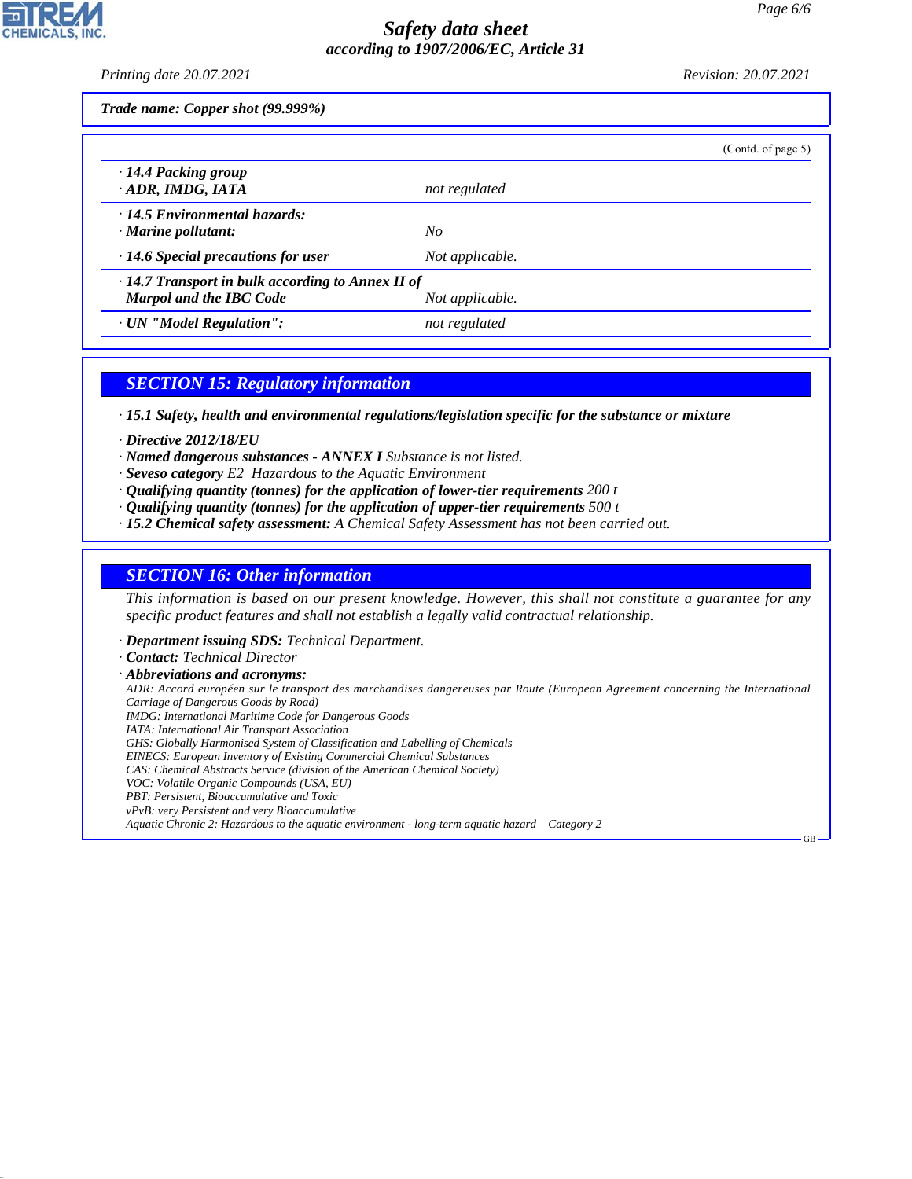**Trade name: Copper shot (99.999%)**

(Contd. of page 5)

| | |
|---|---|
| · **14.4 Packing group**<br>· **ADR, IMDG, IATA** | not regulated |
| · **14.5 Environmental hazards:**<br>· **Marine pollutant:** | No |
| · **14.6 Special precautions for user** | Not applicable. |
| · **14.7 Transport in bulk according to Annex II of Marpol and the IBC Code** | Not applicable. |
| · **UN "Model Regulation":** | not regulated |

## SECTION 15: Regulatory information

· **15.1 Safety, health and environmental regulations/legislation specific for the substance or mixture**

· **Directive 2012/18/EU**
· **Named dangerous substances - ANNEX I** Substance is not listed.
· **Seveso category** E2 Hazardous to the Aquatic Environment
· **Qualifying quantity (tonnes) for the application of lower-tier requirements** 200 t
· **Qualifying quantity (tonnes) for the application of upper-tier requirements** 500 t
· **15.2 Chemical safety assessment:** A Chemical Safety Assessment has not been carried out.

## SECTION 16: Other information

This information is based on our present knowledge. However, this shall not constitute a guarantee for any specific product features and shall not establish a legally valid contractual relationship.

· **Department issuing SDS:** Technical Department.
· **Contact:** Technical Director
· **Abbreviations and acronyms:**
ADR: Accord européen sur le transport des marchandises dangereuses par Route (European Agreement concerning the International Carriage of Dangerous Goods by Road)
IMDG: International Maritime Code for Dangerous Goods
IATA: International Air Transport Association
GHS: Globally Harmonised System of Classification and Labelling of Chemicals
EINECS: European Inventory of Existing Commercial Chemical Substances
CAS: Chemical Abstracts Service (division of the American Chemical Society)
VOC: Volatile Organic Compounds (USA, EU)
PBT: Persistent, Bioaccumulative and Toxic
vPvB: very Persistent and very Bioaccumulative
Aquatic Chronic 2: Hazardous to the aquatic environment - long-term aquatic hazard – Category 2